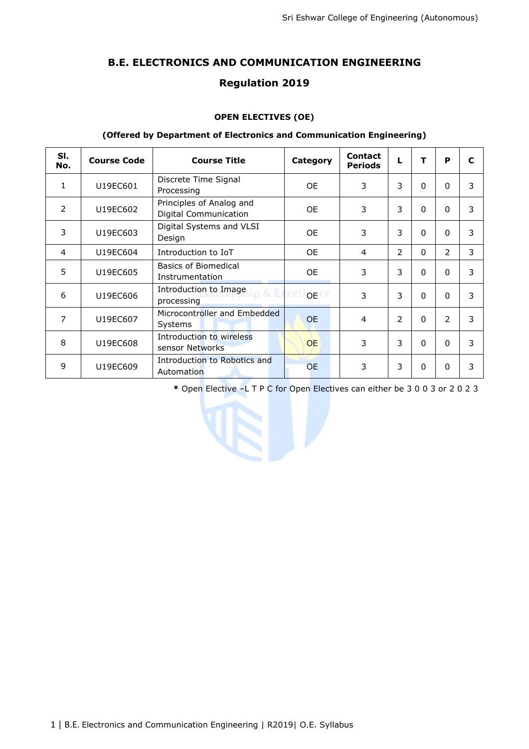# B.E. ELECTRONICS AND COMMUNICATION ENGINEERING

## Regulation 2019

### OPEN ELECTIVES (OE)

**(Offered by Department of Electronics and Communication Engineering)**

| Sl. No. | Course Code | Course Title | Category | Contact Periods | L | T | P | C |
|---|---|---|---|---|---|---|---|---|
| 1 | U19EC601 | Discrete Time Signal Processing | OE | 3 | 3 | 0 | 0 | 3 |
| 2 | U19EC602 | Principles of Analog and Digital Communication | OE | 3 | 3 | 0 | 0 | 3 |
| 3 | U19EC603 | Digital Systems and VLSI Design | OE | 3 | 3 | 0 | 0 | 3 |
| 4 | U19EC604 | Introduction to IoT | OE | 4 | 2 | 0 | 2 | 3 |
| 5 | U19EC605 | Basics of Biomedical Instrumentation | OE | 3 | 3 | 0 | 0 | 3 |
| 6 | U19EC606 | Introduction to Image processing | OE | 3 | 3 | 0 | 0 | 3 |
| 7 | U19EC607 | Microcontroller and Embedded Systems | OE | 4 | 2 | 0 | 2 | 3 |
| 8 | U19EC608 | Introduction to wireless sensor Networks | OE | 3 | 3 | 0 | 0 | 3 |
| 9 | U19EC609 | Introduction to Robotics and Automation | OE | 3 | 3 | 0 | 0 | 3 |

**\*** Open Elective –L T P C for Open Electives can either be 3 0 0 3 or 2 0 2 3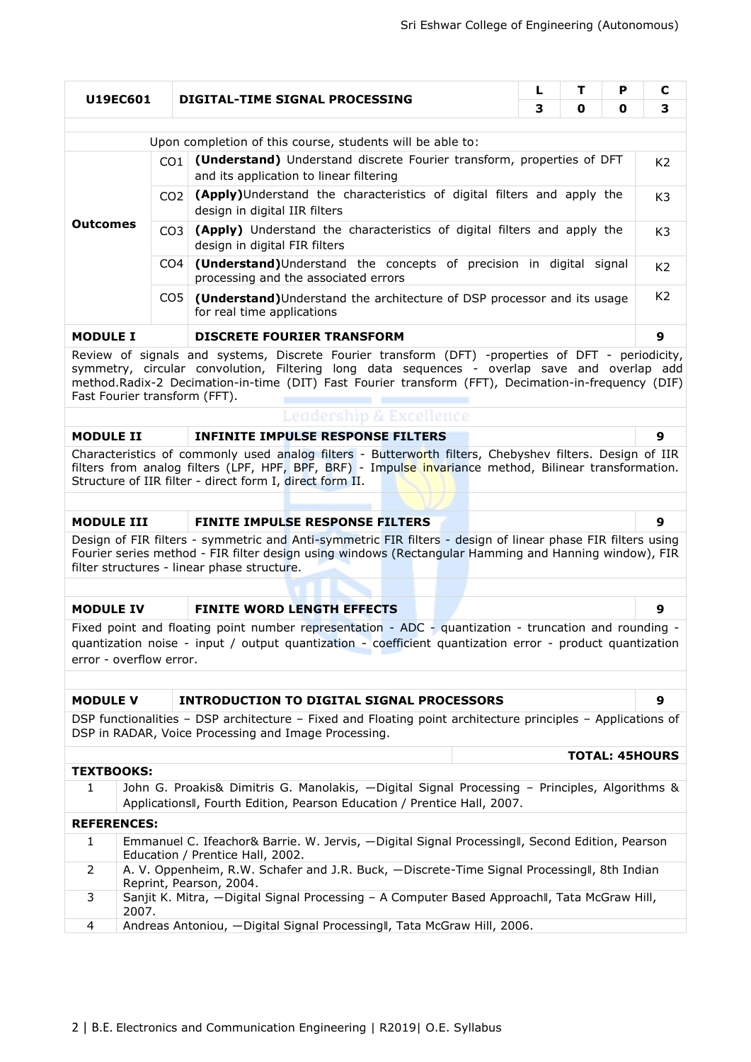| U19EC601 | DIGITAL-TIME SIGNAL PROCESSING | L | T | P | C |
|---|---|---|---|---|---|
| | | 3 | 0 | 0 | 3 |

Upon completion of this course, students will be able to:

| Outcomes | | | |
|---|---|---|---|
| | CO1 | **(Understand)** Understand discrete Fourier transform, properties of DFT and its application to linear filtering | K2 |
| | CO2 | **(Apply)**Understand the characteristics of digital filters and apply the design in digital IIR filters | K3 |
| | CO3 | **(Apply)** Understand the characteristics of digital filters and apply the design in digital FIR filters | K3 |
| | CO4 | **(Understand)**Understand the concepts of precision in digital signal processing and the associated errors | K2 |
| | CO5 | **(Understand)**Understand the architecture of DSP processor and its usage for real time applications | K2 |

**MODULE I — DISCRETE FOURIER TRANSFORM — 9**

Review of signals and systems, Discrete Fourier transform (DFT) -properties of DFT - periodicity, symmetry, circular convolution, Filtering long data sequences - overlap save and overlap add method.Radix-2 Decimation-in-time (DIT) Fast Fourier transform (FFT), Decimation-in-frequency (DIF) Fast Fourier transform (FFT).

**MODULE II — INFINITE IMPULSE RESPONSE FILTERS — 9**

Characteristics of commonly used analog filters - Butterworth filters, Chebyshev filters. Design of IIR filters from analog filters (LPF, HPF, BPF, BRF) - Impulse invariance method, Bilinear transformation. Structure of IIR filter - direct form I, direct form II.

**MODULE III — FINITE IMPULSE RESPONSE FILTERS — 9**

Design of FIR filters - symmetric and Anti-symmetric FIR filters - design of linear phase FIR filters using Fourier series method - FIR filter design using windows (Rectangular Hamming and Hanning window), FIR filter structures - linear phase structure.

**MODULE IV — FINITE WORD LENGTH EFFECTS — 9**

Fixed point and floating point number representation - ADC - quantization - truncation and rounding - quantization noise - input / output quantization - coefficient quantization error - product quantization error - overflow error.

**MODULE V — INTRODUCTION TO DIGITAL SIGNAL PROCESSORS — 9**

DSP functionalities – DSP architecture – Fixed and Floating point architecture principles – Applications of DSP in RADAR, Voice Processing and Image Processing.

**TOTAL: 45HOURS**

**TEXTBOOKS:**

| | |
|---|---|
| 1 | John G. Proakis& Dimitris G. Manolakis, ―Digital Signal Processing – Principles, Algorithms & Applications‖, Fourth Edition, Pearson Education / Prentice Hall, 2007. |

**REFERENCES:**

| | |
|---|---|
| 1 | Emmanuel C. Ifeachor& Barrie. W. Jervis, ―Digital Signal Processing‖, Second Edition, Pearson Education / Prentice Hall, 2002. |
| 2 | A. V. Oppenheim, R.W. Schafer and J.R. Buck, ―Discrete-Time Signal Processing‖, 8th Indian Reprint, Pearson, 2004. |
| 3 | Sanjit K. Mitra, ―Digital Signal Processing – A Computer Based Approach‖, Tata McGraw Hill, 2007. |
| 4 | Andreas Antoniou, ―Digital Signal Processing‖, Tata McGraw Hill, 2006. |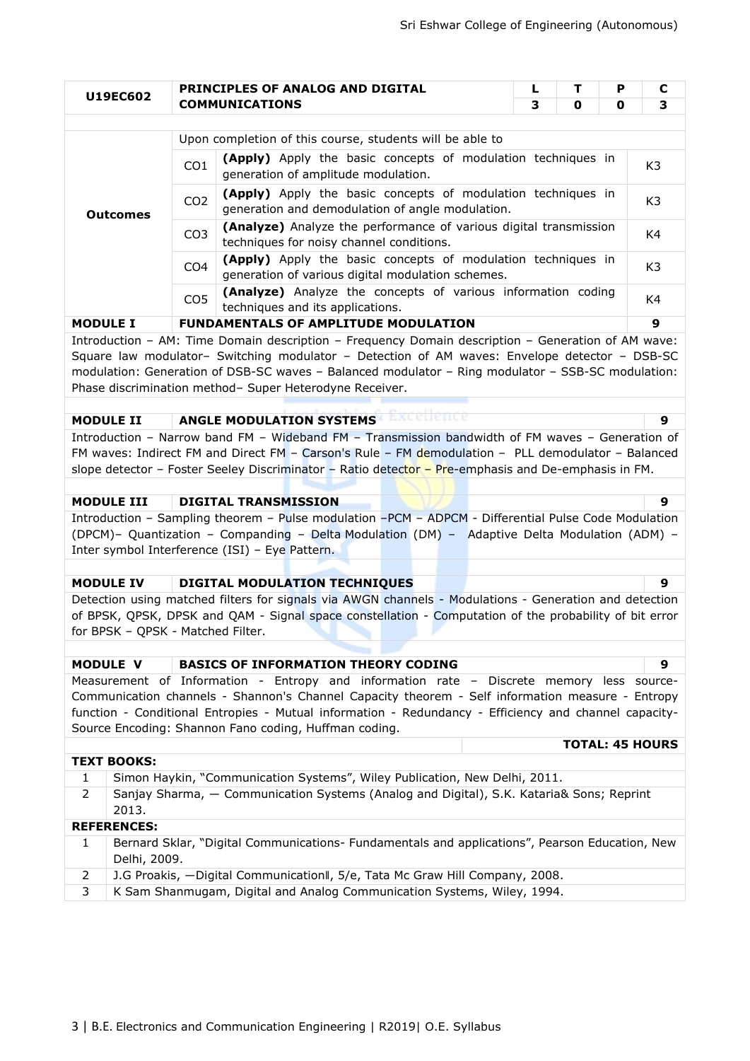| U19EC602 | PRINCIPLES OF ANALOG AND DIGITAL COMMUNICATIONS | L | T | P | C |
|---|---|---|---|---|---|
| | | 3 | 0 | 0 | 3 |

| Outcomes | Upon completion of this course, students will be able to | | |
|---|---|---|---|
| | CO1 | **(Apply)** Apply the basic concepts of modulation techniques in generation of amplitude modulation. | K3 |
| | CO2 | **(Apply)** Apply the basic concepts of modulation techniques in generation and demodulation of angle modulation. | K3 |
| | CO3 | **(Analyze)** Analyze the performance of various digital transmission techniques for noisy channel conditions. | K4 |
| | CO4 | **(Apply)** Apply the basic concepts of modulation techniques in generation of various digital modulation schemes. | K3 |
| | CO5 | **(Analyze)** Analyze the concepts of various information coding techniques and its applications. | K4 |

**MODULE I — FUNDAMENTALS OF AMPLITUDE MODULATION — 9**

Introduction – AM: Time Domain description – Frequency Domain description – Generation of AM wave: Square law modulator– Switching modulator – Detection of AM waves: Envelope detector – DSB-SC modulation: Generation of DSB-SC waves – Balanced modulator – Ring modulator – SSB-SC modulation: Phase discrimination method– Super Heterodyne Receiver.

**MODULE II — ANGLE MODULATION SYSTEMS — 9**

Introduction – Narrow band FM – Wideband FM – Transmission bandwidth of FM waves – Generation of FM waves: Indirect FM and Direct FM – Carson's Rule – FM demodulation – PLL demodulator – Balanced slope detector – Foster Seeley Discriminator – Ratio detector – Pre-emphasis and De-emphasis in FM.

**MODULE III — DIGITAL TRANSMISSION — 9**

Introduction – Sampling theorem – Pulse modulation –PCM – ADPCM - Differential Pulse Code Modulation (DPCM)– Quantization – Companding – Delta Modulation (DM) – Adaptive Delta Modulation (ADM) – Inter symbol Interference (ISI) – Eye Pattern.

**MODULE IV — DIGITAL MODULATION TECHNIQUES — 9**

Detection using matched filters for signals via AWGN channels - Modulations - Generation and detection of BPSK, QPSK, DPSK and QAM - Signal space constellation - Computation of the probability of bit error for BPSK – QPSK - Matched Filter.

**MODULE V — BASICS OF INFORMATION THEORY CODING — 9**

Measurement of Information - Entropy and information rate – Discrete memory less source- Communication channels - Shannon's Channel Capacity theorem - Self information measure - Entropy function - Conditional Entropies - Mutual information - Redundancy - Efficiency and channel capacity- Source Encoding: Shannon Fano coding, Huffman coding.

**TOTAL: 45 HOURS**

**TEXT BOOKS:**

1. Simon Haykin, "Communication Systems", Wiley Publication, New Delhi, 2011.
2. Sanjay Sharma, ― Communication Systems (Analog and Digital), S.K. Kataria& Sons; Reprint 2013.

**REFERENCES:**

1. Bernard Sklar, "Digital Communications- Fundamentals and applications", Pearson Education, New Delhi, 2009.
2. J.G Proakis, ―Digital Communication‖, 5/e, Tata Mc Graw Hill Company, 2008.
3. K Sam Shanmugam, Digital and Analog Communication Systems, Wiley, 1994.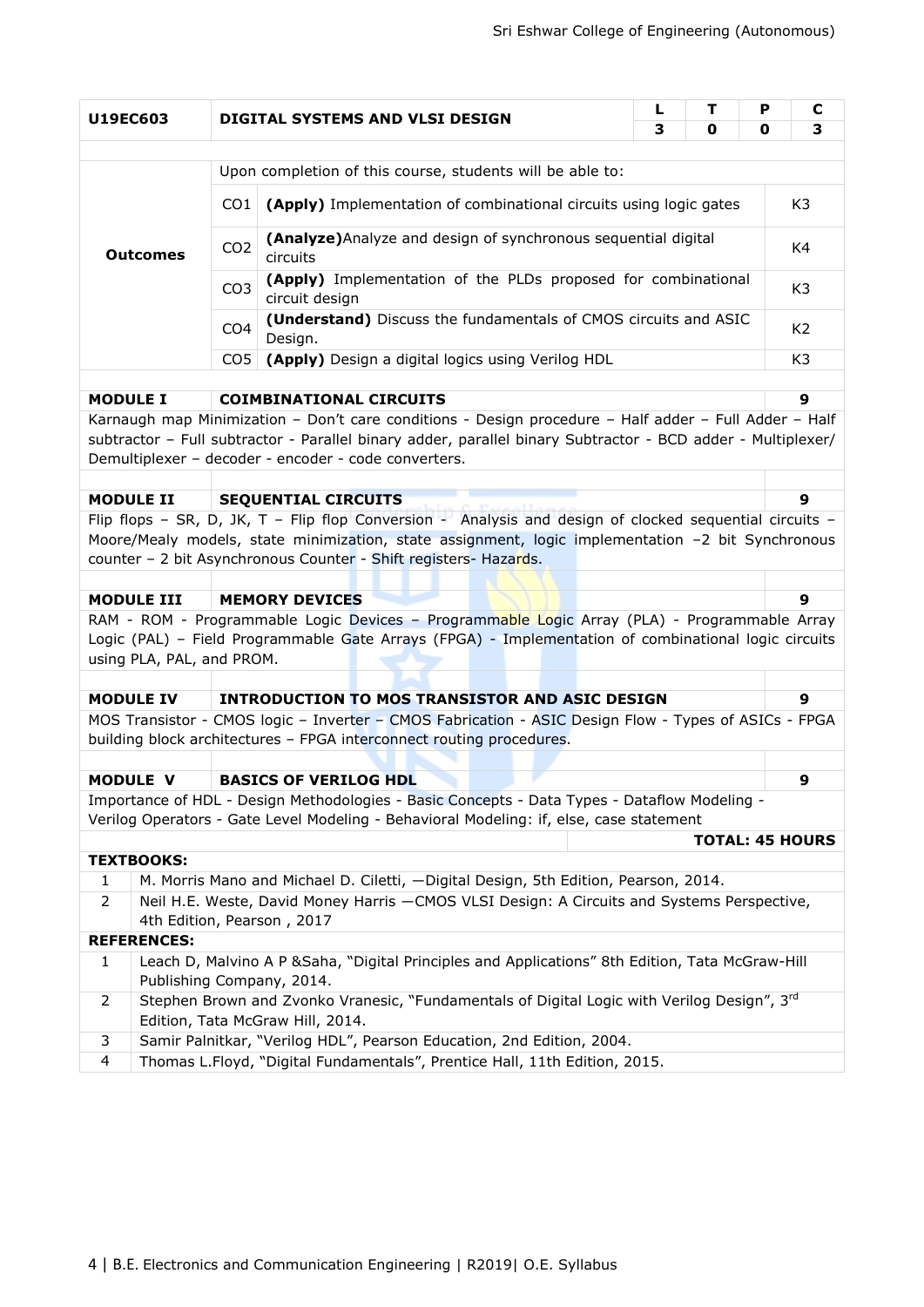| U19EC603 | DIGITAL SYSTEMS AND VLSI DESIGN | L | T | P | C |
|---|---|---|---|---|---|
| | | 3 | 0 | 0 | 3 |

| Outcomes | | | |
|---|---|---|---|
| | Upon completion of this course, students will be able to: | | |
| | CO1 | **(Apply)** Implementation of combinational circuits using logic gates | K3 |
| | CO2 | **(Analyze)**Analyze and design of synchronous sequential digital circuits | K4 |
| | CO3 | **(Apply)** Implementation of the PLDs proposed for combinational circuit design | K3 |
| | CO4 | **(Understand)** Discuss the fundamentals of CMOS circuits and ASIC Design. | K2 |
| | CO5 | **(Apply)** Design a digital logics using Verilog HDL | K3 |

**MODULE I — COIMBINATIONAL CIRCUITS — 9**

Karnaugh map Minimization – Don't care conditions - Design procedure – Half adder – Full Adder – Half subtractor – Full subtractor - Parallel binary adder, parallel binary Subtractor - BCD adder - Multiplexer/ Demultiplexer – decoder - encoder - code converters.

**MODULE II — SEQUENTIAL CIRCUITS — 9**

Flip flops – SR, D, JK, T – Flip flop Conversion - Analysis and design of clocked sequential circuits – Moore/Mealy models, state minimization, state assignment, logic implementation –2 bit Synchronous counter – 2 bit Asynchronous Counter - Shift registers- Hazards.

**MODULE III — MEMORY DEVICES — 9**

RAM - ROM - Programmable Logic Devices – Programmable Logic Array (PLA) - Programmable Array Logic (PAL) – Field Programmable Gate Arrays (FPGA) - Implementation of combinational logic circuits using PLA, PAL, and PROM.

**MODULE IV — INTRODUCTION TO MOS TRANSISTOR AND ASIC DESIGN — 9**

MOS Transistor - CMOS logic – Inverter – CMOS Fabrication - ASIC Design Flow - Types of ASICs - FPGA building block architectures – FPGA interconnect routing procedures.

**MODULE V — BASICS OF VERILOG HDL — 9**

Importance of HDL - Design Methodologies - Basic Concepts - Data Types - Dataflow Modeling - Verilog Operators - Gate Level Modeling - Behavioral Modeling: if, else, case statement

**TOTAL: 45 HOURS**

**TEXTBOOKS:**

| | |
|---|---|
| 1 | M. Morris Mano and Michael D. Ciletti, —Digital Design, 5th Edition, Pearson, 2014. |
| 2 | Neil H.E. Weste, David Money Harris —CMOS VLSI Design: A Circuits and Systems Perspective, 4th Edition, Pearson , 2017 |

**REFERENCES:**

| | |
|---|---|
| 1 | Leach D, Malvino A P &Saha, "Digital Principles and Applications" 8th Edition, Tata McGraw-Hill Publishing Company, 2014. |
| 2 | Stephen Brown and Zvonko Vranesic, "Fundamentals of Digital Logic with Verilog Design", 3rd Edition, Tata McGraw Hill, 2014. |
| 3 | Samir Palnitkar, "Verilog HDL", Pearson Education, 2nd Edition, 2004. |
| 4 | Thomas L.Floyd, "Digital Fundamentals", Prentice Hall, 11th Edition, 2015. |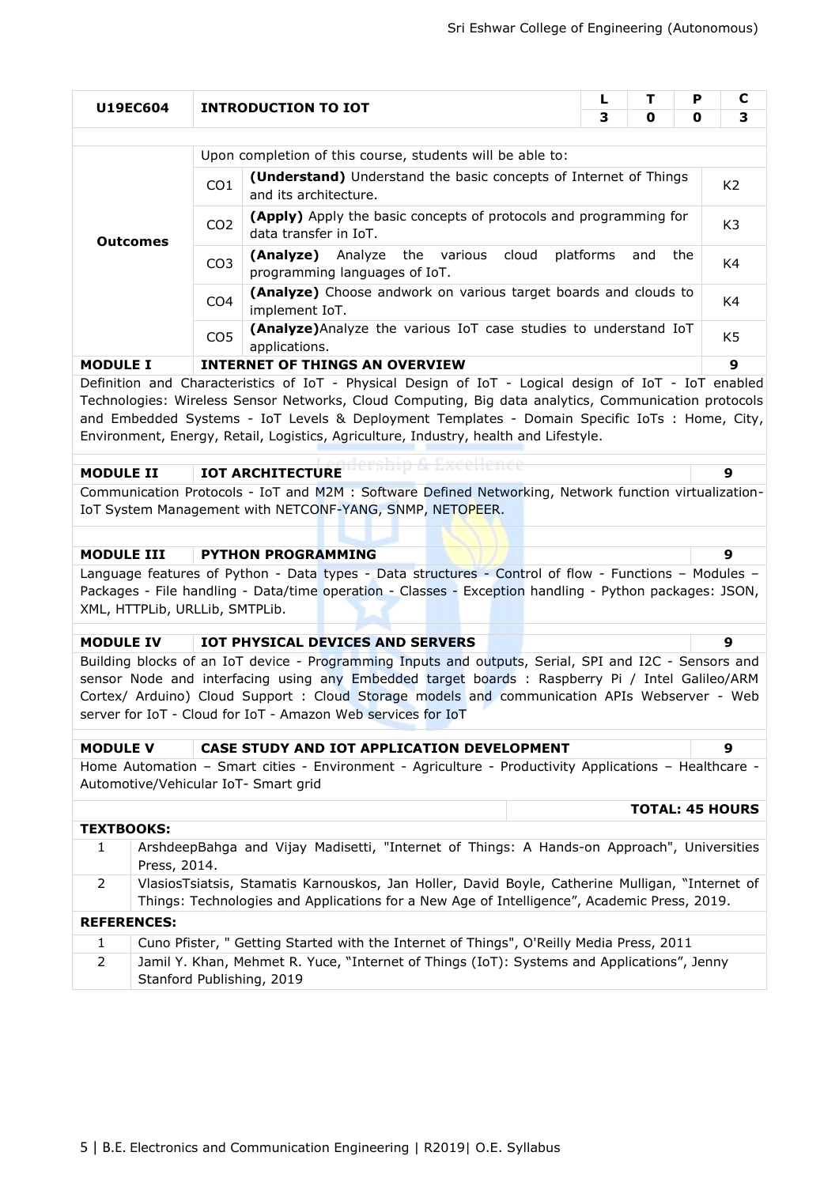| U19EC604 | INTRODUCTION TO IOT | L | T | P | C |
|---|---|---|---|---|---|
| | | 3 | 0 | 0 | 3 |

| Outcomes | | | |
|---|---|---|---|
| | Upon completion of this course, students will be able to: | | |
| | CO1 | **(Understand)** Understand the basic concepts of Internet of Things and its architecture. | K2 |
| | CO2 | **(Apply)** Apply the basic concepts of protocols and programming for data transfer in IoT. | K3 |
| | CO3 | **(Analyze)** Analyze the various cloud platforms and the programming languages of IoT. | K4 |
| | CO4 | **(Analyze)** Choose andwork on various target boards and clouds to implement IoT. | K4 |
| | CO5 | **(Analyze)**Analyze the various IoT case studies to understand IoT applications. | K5 |

**MODULE I — INTERNET OF THINGS AN OVERVIEW — 9**

Definition and Characteristics of IoT - Physical Design of IoT - Logical design of IoT - IoT enabled Technologies: Wireless Sensor Networks, Cloud Computing, Big data analytics, Communication protocols and Embedded Systems - IoT Levels & Deployment Templates - Domain Specific IoTs : Home, City, Environment, Energy, Retail, Logistics, Agriculture, Industry, health and Lifestyle.

**MODULE II — IOT ARCHITECTURE — 9**

Communication Protocols - IoT and M2M : Software Defined Networking, Network function virtualization-IoT System Management with NETCONF-YANG, SNMP, NETOPEER.

**MODULE III — PYTHON PROGRAMMING — 9**

Language features of Python - Data types - Data structures - Control of flow - Functions – Modules – Packages - File handling - Data/time operation - Classes - Exception handling - Python packages: JSON, XML, HTTPLib, URLLib, SMTPLib.

**MODULE IV — IOT PHYSICAL DEVICES AND SERVERS — 9**

Building blocks of an IoT device - Programming Inputs and outputs, Serial, SPI and I2C - Sensors and sensor Node and interfacing using any Embedded target boards : Raspberry Pi / Intel Galileo/ARM Cortex/ Arduino) Cloud Support : Cloud Storage models and communication APIs Webserver - Web server for IoT - Cloud for IoT - Amazon Web services for IoT

**MODULE V — CASE STUDY AND IOT APPLICATION DEVELOPMENT — 9**

Home Automation – Smart cities - Environment - Agriculture - Productivity Applications – Healthcare - Automotive/Vehicular IoT- Smart grid

**TOTAL: 45 HOURS**

**TEXTBOOKS:**

| | |
|---|---|
| 1 | ArshdeepBahga and Vijay Madisetti, "Internet of Things: A Hands-on Approach", Universities Press, 2014. |
| 2 | VlasiosTsiatsis, Stamatis Karnouskos, Jan Holler, David Boyle, Catherine Mulligan, "Internet of Things: Technologies and Applications for a New Age of Intelligence", Academic Press, 2019. |

**REFERENCES:**

| | |
|---|---|
| 1 | Cuno Pfister, " Getting Started with the Internet of Things", O'Reilly Media Press, 2011 |
| 2 | Jamil Y. Khan, Mehmet R. Yuce, "Internet of Things (IoT): Systems and Applications", Jenny Stanford Publishing, 2019 |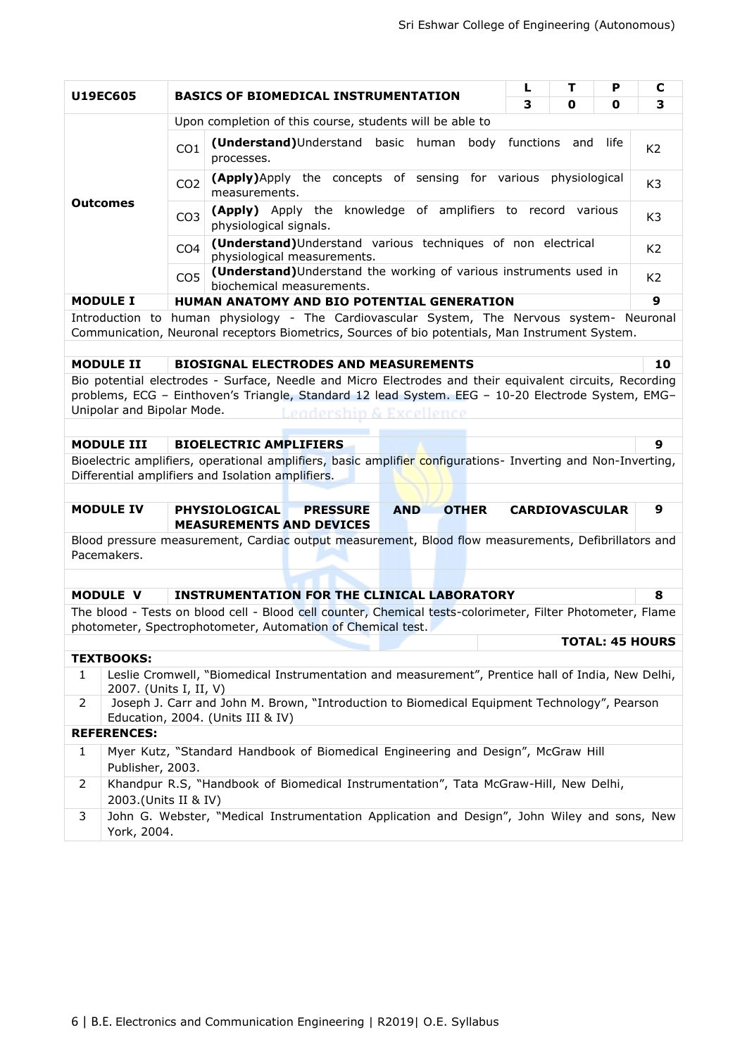| U19EC605 | BASICS OF BIOMEDICAL INSTRUMENTATION | L | T | P | C |
|---|---|---|---|---|---|
| | | 3 | 0 | 0 | 3 |

**Outcomes**

Upon completion of this course, students will be able to

| | | |
|---|---|---|
| CO1 | **(Understand)**Understand basic human body functions and life processes. | K2 |
| CO2 | **(Apply)**Apply the concepts of sensing for various physiological measurements. | K3 |
| CO3 | **(Apply)** Apply the knowledge of amplifiers to record various physiological signals. | K3 |
| CO4 | **(Understand)**Understand various techniques of non electrical physiological measurements. | K2 |
| CO5 | **(Understand)**Understand the working of various instruments used in biochemical measurements. | K2 |

| MODULE I | HUMAN ANATOMY AND BIO POTENTIAL GENERATION | 9 |
|---|---|---|

Introduction to human physiology - The Cardiovascular System, The Nervous system- Neuronal Communication, Neuronal receptors Biometrics, Sources of bio potentials, Man Instrument System.

| MODULE II | BIOSIGNAL ELECTRODES AND MEASUREMENTS | 10 |
|---|---|---|

Bio potential electrodes - Surface, Needle and Micro Electrodes and their equivalent circuits, Recording problems, ECG – Einthoven's Triangle, Standard 12 lead System. EEG – 10-20 Electrode System, EMG– Unipolar and Bipolar Mode.

| MODULE III | BIOELECTRIC AMPLIFIERS | 9 |
|---|---|---|

Bioelectric amplifiers, operational amplifiers, basic amplifier configurations- Inverting and Non-Inverting, Differential amplifiers and Isolation amplifiers.

| MODULE IV | PHYSIOLOGICAL PRESSURE AND OTHER CARDIOVASCULAR MEASUREMENTS AND DEVICES | 9 |
|---|---|---|

Blood pressure measurement, Cardiac output measurement, Blood flow measurements, Defibrillators and Pacemakers.

| MODULE V | INSTRUMENTATION FOR THE CLINICAL LABORATORY | 8 |
|---|---|---|

The blood - Tests on blood cell - Blood cell counter, Chemical tests-colorimeter, Filter Photometer, Flame photometer, Spectrophotometer, Automation of Chemical test.

**TOTAL: 45 HOURS**

**TEXTBOOKS:**

1. Leslie Cromwell, "Biomedical Instrumentation and measurement", Prentice hall of India, New Delhi, 2007. (Units I, II, V)
2. Joseph J. Carr and John M. Brown, "Introduction to Biomedical Equipment Technology", Pearson Education, 2004. (Units III & IV)

**REFERENCES:**

1. Myer Kutz, "Standard Handbook of Biomedical Engineering and Design", McGraw Hill Publisher, 2003.
2. Khandpur R.S, "Handbook of Biomedical Instrumentation", Tata McGraw-Hill, New Delhi, 2003.(Units II & IV)
3. John G. Webster, "Medical Instrumentation Application and Design", John Wiley and sons, New York, 2004.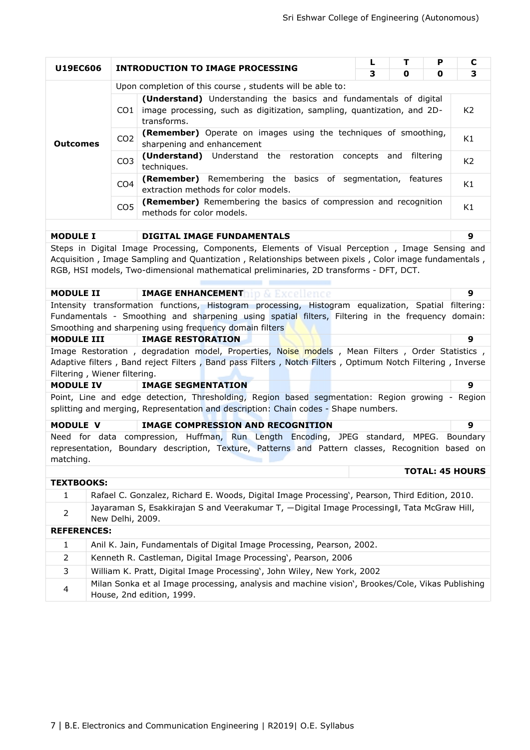| U19EC606 | INTRODUCTION TO IMAGE PROCESSING | | L | T | P | C |
|---|---|---|---|---|---|---|
| | | | 3 | 0 | 0 | 3 |
| **Outcomes** | Upon completion of this course , students will be able to: | | | | | |
| | CO1 | **(Understand)** Understanding the basics and fundamentals of digital image processing, such as digitization, sampling, quantization, and 2D-transforms. | | | | K2 |
| | CO2 | **(Remember)** Operate on images using the techniques of smoothing, sharpening and enhancement | | | | K1 |
| | CO3 | **(Understand)** Understand the restoration concepts and filtering techniques. | | | | K2 |
| | CO4 | **(Remember)** Remembering the basics of segmentation, features extraction methods for color models. | | | | K1 |
| | CO5 | **(Remember)** Remembering the basics of compression and recognition methods for color models. | | | | K1 |

**MODULE I — DIGITAL IMAGE FUNDAMENTALS — 9**

Steps in Digital Image Processing, Components, Elements of Visual Perception , Image Sensing and Acquisition , Image Sampling and Quantization , Relationships between pixels , Color image fundamentals , RGB, HSI models, Two-dimensional mathematical preliminaries, 2D transforms - DFT, DCT.

**MODULE II — IMAGE ENHANCEMENT — 9**

Intensity transformation functions, Histogram processing, Histogram equalization, Spatial filtering: Fundamentals - Smoothing and sharpening using spatial filters, Filtering in the frequency domain: Smoothing and sharpening using frequency domain filters

**MODULE III — IMAGE RESTORATION — 9**

Image Restoration , degradation model, Properties, Noise models , Mean Filters , Order Statistics , Adaptive filters , Band reject Filters , Band pass Filters , Notch Filters , Optimum Notch Filtering , Inverse Filtering , Wiener filtering.

**MODULE IV — IMAGE SEGMENTATION — 9**

Point, Line and edge detection, Thresholding, Region based segmentation: Region growing - Region splitting and merging, Representation and description: Chain codes - Shape numbers.

**MODULE V — IMAGE COMPRESSION AND RECOGNITION — 9**

Need for data compression, Huffman, Run Length Encoding, JPEG standard, MPEG. Boundary representation, Boundary description, Texture, Patterns and Pattern classes, Recognition based on matching.

**TOTAL: 45 HOURS**

**TEXTBOOKS:**

| No. | Textbook |
|---|---|
| 1 | Rafael C. Gonzalez, Richard E. Woods, Digital Image Processing', Pearson, Third Edition, 2010. |
| 2 | Jayaraman S, Esakkirajan S and Veerakumar T, —Digital Image Processing‖, Tata McGraw Hill, New Delhi, 2009. |

**REFERENCES:**

| No. | Reference |
|---|---|
| 1 | Anil K. Jain, Fundamentals of Digital Image Processing, Pearson, 2002. |
| 2 | Kenneth R. Castleman, Digital Image Processing', Pearson, 2006 |
| 3 | William K. Pratt, Digital Image Processing', John Wiley, New York, 2002 |
| 4 | Milan Sonka et al Image processing, analysis and machine vision', Brookes/Cole, Vikas Publishing House, 2nd edition, 1999. |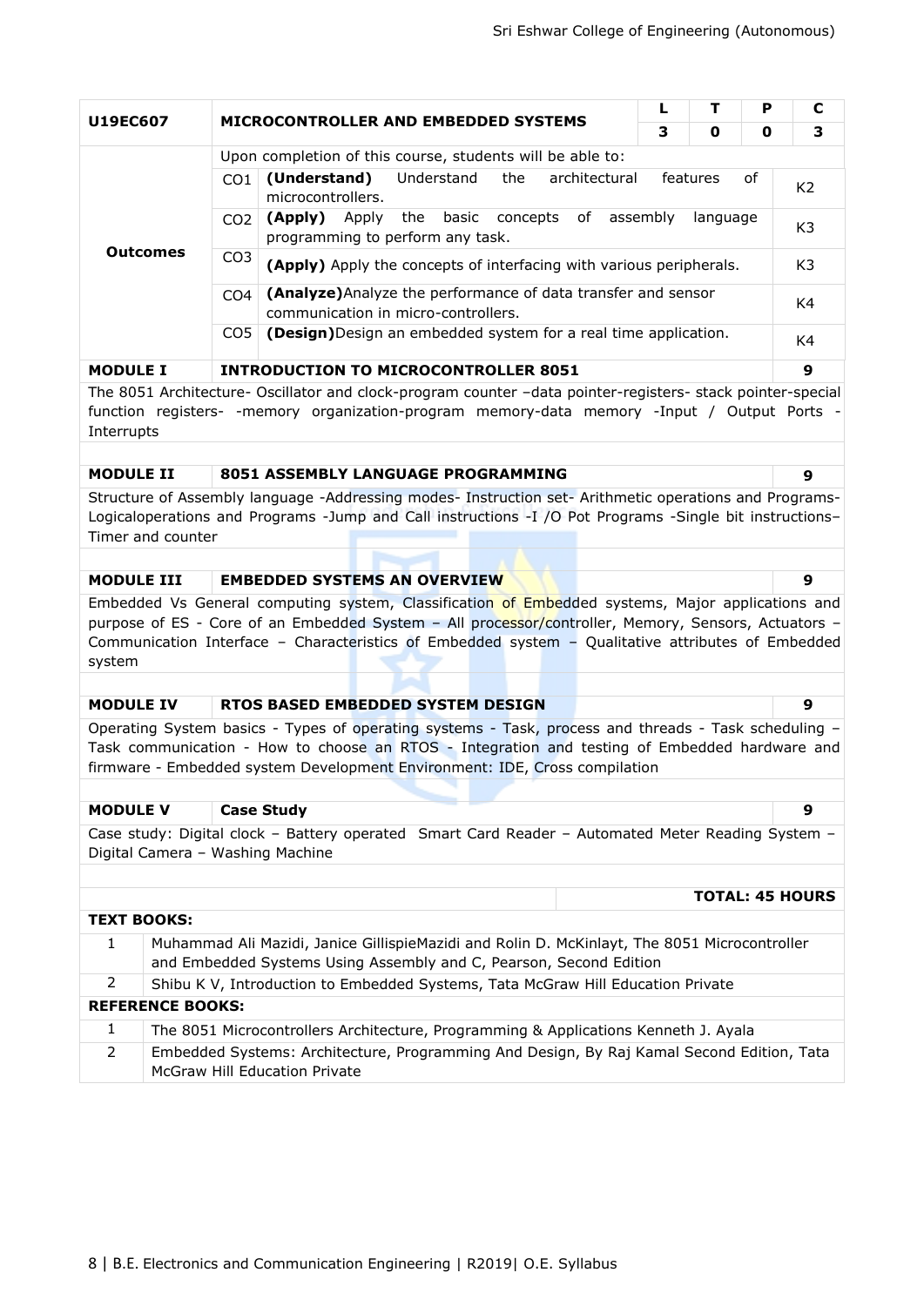| U19EC607 | MICROCONTROLLER AND EMBEDDED SYSTEMS | L | T | P | C |
|---|---|---|---|---|---|
| | | 3 | 0 | 0 | 3 |

| | | | |
|---|---|---|---|
| **Outcomes** | Upon completion of this course, students will be able to: | | |
| | CO1 | **(Understand)** Understand the architectural features of microcontrollers. | K2 |
| | CO2 | **(Apply)** Apply the basic concepts of assembly language programming to perform any task. | K3 |
| | CO3 | **(Apply)** Apply the concepts of interfacing with various peripherals. | K3 |
| | CO4 | **(Analyze)**Analyze the performance of data transfer and sensor communication in micro-controllers. | K4 |
| | CO5 | **(Design)**Design an embedded system for a real time application. | K4 |

| **MODULE I** | **INTRODUCTION TO MICROCONTROLLER 8051** | **9** |
|---|---|---|

The 8051 Architecture- Oscillator and clock-program counter –data pointer-registers- stack pointer-special function registers- -memory organization-program memory-data memory -Input / Output Ports - Interrupts

| **MODULE II** | **8051 ASSEMBLY LANGUAGE PROGRAMMING** | **9** |
|---|---|---|

Structure of Assembly language -Addressing modes- Instruction set- Arithmetic operations and Programs-Logicaloperations and Programs -Jump and Call instructions -I /O Pot Programs -Single bit instructions–Timer and counter

| **MODULE III** | **EMBEDDED SYSTEMS AN OVERVIEW** | **9** |
|---|---|---|

Embedded Vs General computing system, Classification of Embedded systems, Major applications and purpose of ES - Core of an Embedded System – All processor/controller, Memory, Sensors, Actuators – Communication Interface – Characteristics of Embedded system – Qualitative attributes of Embedded system

| **MODULE IV** | **RTOS BASED EMBEDDED SYSTEM DESIGN** | **9** |
|---|---|---|

Operating System basics - Types of operating systems - Task, process and threads - Task scheduling – Task communication - How to choose an RTOS - Integration and testing of Embedded hardware and firmware - Embedded system Development Environment: IDE, Cross compilation

| **MODULE V** | **Case Study** | **9** |
|---|---|---|

Case study: Digital clock – Battery operated Smart Card Reader – Automated Meter Reading System – Digital Camera – Washing Machine

**TOTAL: 45 HOURS**

**TEXT BOOKS:**

| | |
|---|---|
| 1 | Muhammad Ali Mazidi, Janice GillispieMazidi and Rolin D. McKinlayt, The 8051 Microcontroller and Embedded Systems Using Assembly and C, Pearson, Second Edition |
| 2 | Shibu K V, Introduction to Embedded Systems, Tata McGraw Hill Education Private |

**REFERENCE BOOKS:**

| | |
|---|---|
| 1 | The 8051 Microcontrollers Architecture, Programming & Applications Kenneth J. Ayala |
| 2 | Embedded Systems: Architecture, Programming And Design, By Raj Kamal Second Edition, Tata McGraw Hill Education Private |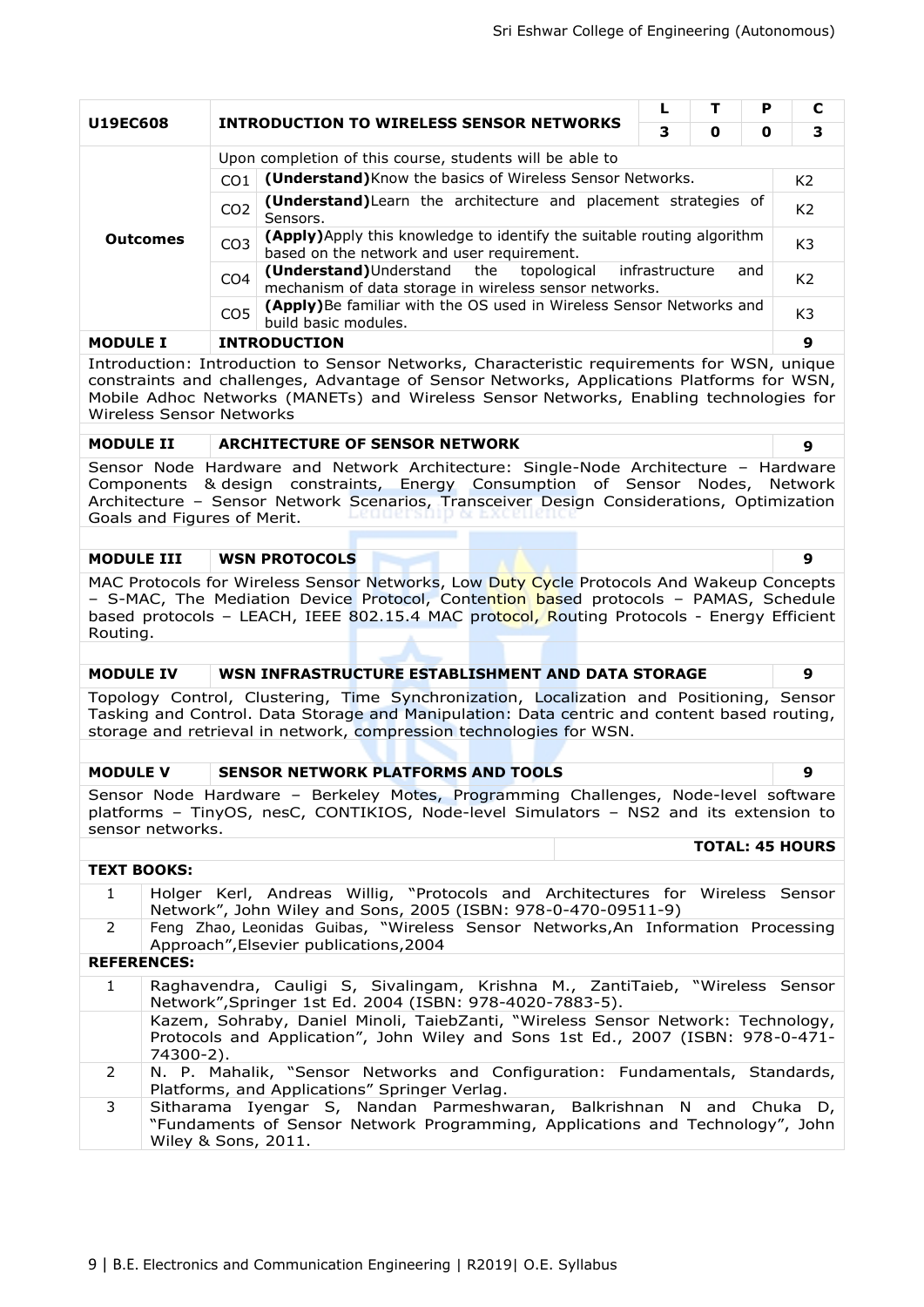| U19EC608 | INTRODUCTION TO WIRELESS SENSOR NETWORKS | | L | T | P | C |
|---|---|---|---|---|---|---|
| | | | 3 | 0 | 0 | 3 |
| **Outcomes** | Upon completion of this course, students will be able to | | | | | |
| | CO1 | **(Understand)**Know the basics of Wireless Sensor Networks. | | | | K2 |
| | CO2 | **(Understand)**Learn the architecture and placement strategies of Sensors. | | | | K2 |
| | CO3 | **(Apply)**Apply this knowledge to identify the suitable routing algorithm based on the network and user requirement. | | | | K3 |
| | CO4 | **(Understand)**Understand the topological infrastructure and mechanism of data storage in wireless sensor networks. | | | | K2 |
| | CO5 | **(Apply)**Be familiar with the OS used in Wireless Sensor Networks and build basic modules. | | | | K3 |

| MODULE I | INTRODUCTION | 9 |
|---|---|---|

Introduction: Introduction to Sensor Networks, Characteristic requirements for WSN, unique constraints and challenges, Advantage of Sensor Networks, Applications Platforms for WSN, Mobile Adhoc Networks (MANETs) and Wireless Sensor Networks, Enabling technologies for Wireless Sensor Networks

| MODULE II | ARCHITECTURE OF SENSOR NETWORK | 9 |
|---|---|---|

Sensor Node Hardware and Network Architecture: Single-Node Architecture – Hardware Components & design constraints, Energy Consumption of Sensor Nodes, Network Architecture – Sensor Network Scenarios, Transceiver Design Considerations, Optimization Goals and Figures of Merit.

| MODULE III | WSN PROTOCOLS | 9 |
|---|---|---|

MAC Protocols for Wireless Sensor Networks, Low Duty Cycle Protocols And Wakeup Concepts – S-MAC, The Mediation Device Protocol, Contention based protocols – PAMAS, Schedule based protocols – LEACH, IEEE 802.15.4 MAC protocol, Routing Protocols - Energy Efficient Routing.

| MODULE IV | WSN INFRASTRUCTURE ESTABLISHMENT AND DATA STORAGE | 9 |
|---|---|---|

Topology Control, Clustering, Time Synchronization, Localization and Positioning, Sensor Tasking and Control. Data Storage and Manipulation: Data centric and content based routing, storage and retrieval in network, compression technologies for WSN.

| MODULE V | SENSOR NETWORK PLATFORMS AND TOOLS | 9 |
|---|---|---|

Sensor Node Hardware – Berkeley Motes, Programming Challenges, Node-level software platforms – TinyOS, nesC, CONTIKIOS, Node-level Simulators – NS2 and its extension to sensor networks.

**TOTAL: 45 HOURS**

**TEXT BOOKS:**

| | |
|---|---|
| 1 | Holger Kerl, Andreas Willig, "Protocols and Architectures for Wireless Sensor Network", John Wiley and Sons, 2005 (ISBN: 978-0-470-09511-9) |
| 2 | Feng Zhao, Leonidas Guibas, "Wireless Sensor Networks,An Information Processing Approach",Elsevier publications,2004 |

**REFERENCES:**

| | |
|---|---|
| 1 | Raghavendra, Cauligi S, Sivalingam, Krishna M., ZantiTaieb, "Wireless Sensor Network",Springer 1st Ed. 2004 (ISBN: 978-4020-7883-5). |
| | Kazem, Sohraby, Daniel Minoli, TaiebZanti, "Wireless Sensor Network: Technology, Protocols and Application", John Wiley and Sons 1st Ed., 2007 (ISBN: 978-0-471-74300-2). |
| 2 | N. P. Mahalik, "Sensor Networks and Configuration: Fundamentals, Standards, Platforms, and Applications" Springer Verlag. |
| 3 | Sitharama Iyengar S, Nandan Parmeshwaran, Balkrishnan N and Chuka D, "Fundaments of Sensor Network Programming, Applications and Technology", John Wiley & Sons, 2011. |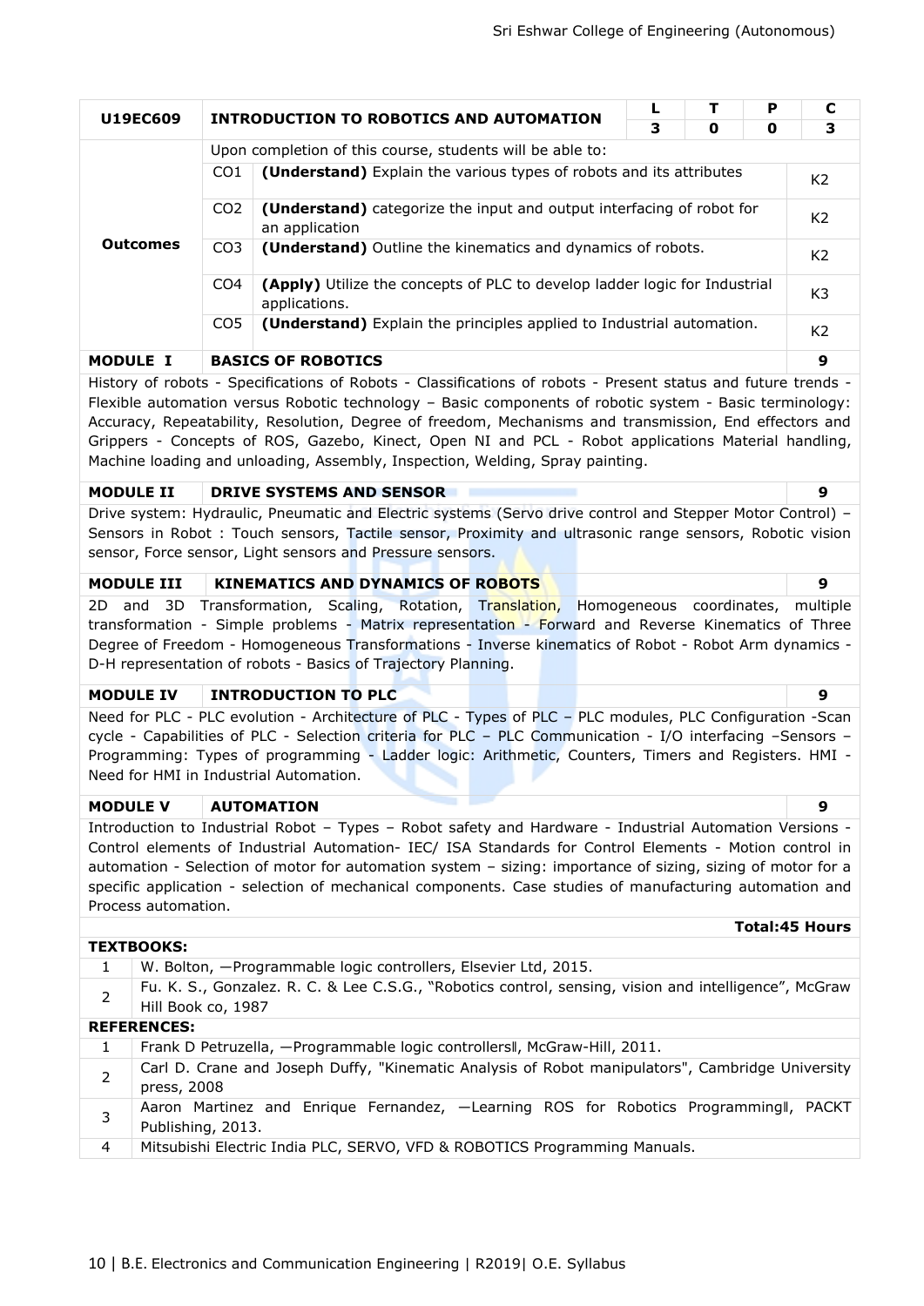| U19EC609 | INTRODUCTION TO ROBOTICS AND AUTOMATION | | L | T | P | C |
|---|---|---|---|---|---|---|
| | | | 3 | 0 | 0 | 3 |
| **Outcomes** | Upon completion of this course, students will be able to: | | | | | |
| | CO1 | **(Understand)** Explain the various types of robots and its attributes | | | | K2 |
| | CO2 | **(Understand)** categorize the input and output interfacing of robot for an application | | | | K2 |
| | CO3 | **(Understand)** Outline the kinematics and dynamics of robots. | | | | K2 |
| | CO4 | **(Apply)** Utilize the concepts of PLC to develop ladder logic for Industrial applications. | | | | K3 |
| | CO5 | **(Understand)** Explain the principles applied to Industrial automation. | | | | K2 |

**MODULE I — BASICS OF ROBOTICS — 9**

History of robots - Specifications of Robots - Classifications of robots - Present status and future trends - Flexible automation versus Robotic technology – Basic components of robotic system - Basic terminology: Accuracy, Repeatability, Resolution, Degree of freedom, Mechanisms and transmission, End effectors and Grippers - Concepts of ROS, Gazebo, Kinect, Open NI and PCL - Robot applications Material handling, Machine loading and unloading, Assembly, Inspection, Welding, Spray painting.

**MODULE II — DRIVE SYSTEMS AND SENSOR — 9**

Drive system: Hydraulic, Pneumatic and Electric systems (Servo drive control and Stepper Motor Control) – Sensors in Robot : Touch sensors, Tactile sensor, Proximity and ultrasonic range sensors, Robotic vision sensor, Force sensor, Light sensors and Pressure sensors.

**MODULE III — KINEMATICS AND DYNAMICS OF ROBOTS — 9**

2D and 3D Transformation, Scaling, Rotation, Translation, Homogeneous coordinates, multiple transformation - Simple problems - Matrix representation - Forward and Reverse Kinematics of Three Degree of Freedom - Homogeneous Transformations - Inverse kinematics of Robot - Robot Arm dynamics - D-H representation of robots - Basics of Trajectory Planning.

**MODULE IV — INTRODUCTION TO PLC — 9**

Need for PLC - PLC evolution - Architecture of PLC - Types of PLC – PLC modules, PLC Configuration -Scan cycle - Capabilities of PLC - Selection criteria for PLC – PLC Communication - I/O interfacing –Sensors – Programming: Types of programming - Ladder logic: Arithmetic, Counters, Timers and Registers. HMI - Need for HMI in Industrial Automation.

**MODULE V — AUTOMATION — 9**

Introduction to Industrial Robot – Types – Robot safety and Hardware - Industrial Automation Versions - Control elements of Industrial Automation- IEC/ ISA Standards for Control Elements - Motion control in automation - Selection of motor for automation system – sizing: importance of sizing, sizing of motor for a specific application - selection of mechanical components. Case studies of manufacturing automation and Process automation.

**Total:45 Hours**

**TEXTBOOKS:**

| | |
|---|---|
| 1 | W. Bolton, ―Programmable logic controllers, Elsevier Ltd, 2015. |
| 2 | Fu. K. S., Gonzalez. R. C. & Lee C.S.G., "Robotics control, sensing, vision and intelligence", McGraw Hill Book co, 1987 |

**REFERENCES:**

| | |
|---|---|
| 1 | Frank D Petruzella, ―Programmable logic controllers‖, McGraw-Hill, 2011. |
| 2 | Carl D. Crane and Joseph Duffy, "Kinematic Analysis of Robot manipulators", Cambridge University press, 2008 |
| 3 | Aaron Martinez and Enrique Fernandez, ―Learning ROS for Robotics Programming‖, PACKT Publishing, 2013. |
| 4 | Mitsubishi Electric India PLC, SERVO, VFD & ROBOTICS Programming Manuals. |